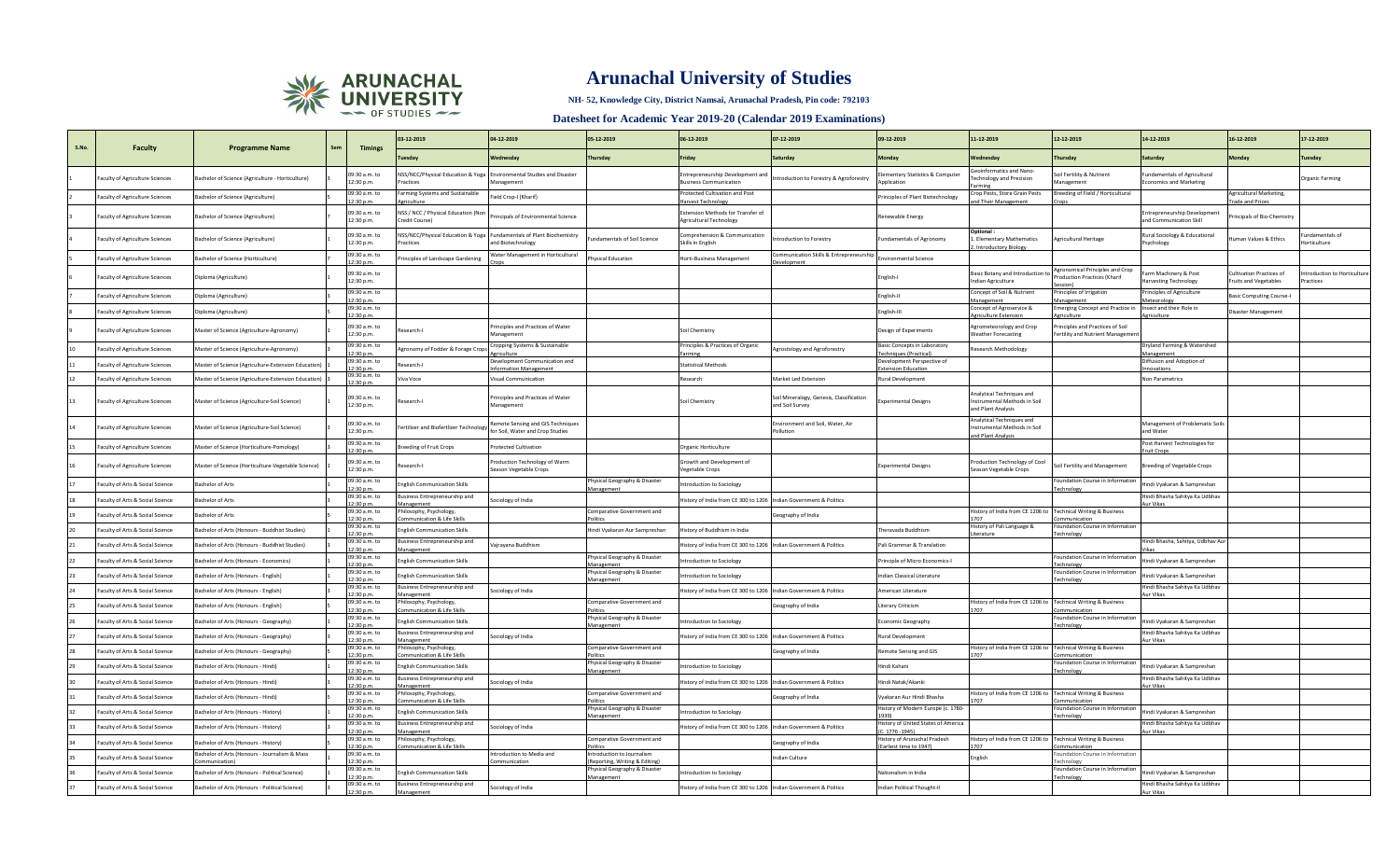# Arunachal University of Studies

**NH- 52, Knowledge City, District Namsai, Arunachal Pradesh, Pin code: 792103**

## Datesheet for Academic Year 2019-20 (Calendar 2019 Examinations)

| S.No. | Faculty | Programme Name | Sem | Timings | 03-12-2019 | 04-12-2019 | 05-12-2019 | 06-12-2019 | 07-12-2019 | 09-12-2019 | 11-12-2019 | 12-12-2019 | 14-12-2019 | 16-12-2019 | 17-12-2019 |
|---|---|---|---|---|---|---|---|---|---|---|---|---|---|---|---|
| | | | | | Tuesday | Wednesday | Thursday | Friday | Saturday | Monday | Wednesday | Thursday | Saturday | Monday | Tuesday |
| 1 | Faculty of Agriculture Sciences | Bachelor of Science (Agriculture - Horticulture) | 3 | 09:30 a.m. to 12:30 p.m. | NSS/NCC/Physical Education & Yoga Practices | Environmental Studies and Disaster Management | | Entrepreneurship Development and Business Communication | Introduction to Forestry & Agroforestry | Elementary Statistics & Computer Application | Geoinformatics and Nano-Technology and Precision Farming | Soil Fertility & Nutrient Management | Fundamentals of Agricultural Economics and Marketing | | Organic Farming |
| 2 | Faculty of Agriculture Sciences | Bachelor of Science (Agriculture) | 5 | 09:30 a.m. to 12:30 p.m. | Farming Systems and Sustainable Agriculture | Field Crop-I (Kharif) | | Protected Cultivation and Post Harvest Technology | | Principles of Plant Biotechnology | Crop Pests, Store Grain Pests and Their Management | Breeding of Field / Horticultural Crops | | Agricultural Marketing, Trade and Prices | |
| 3 | Faculty of Agriculture Sciences | Bachelor of Science (Agriculture) | 7 | 09:30 a.m. to 12:30 p.m. | NSS / NCC / Physical Education (Non Credit Course) | Principals of Environmental Science | | Extension Methods for Transfer of Agricultural Technology | | Renewable Energy | | | Entrepreneurship Development and Communication Skill | Principals of Bio-Chemistry | |
| 4 | Faculty of Agriculture Sciences | Bachelor of Science (Agriculture) | 1 | 09:30 a.m. to 12:30 p.m. | NSS/NCC/Physical Education & Yoga Practices | Fundamentals of Plant Biochemistry and Biotechnology | Fundamentals of Soil Science | Comprehension & Communication Skills in English | Introduction to Forestry | Fundamentals of Agronomy | Optional : 1. Elementary Mathematics 2. Introductory Biology | Agricultural Heritage | Rural Sociology & Educational Psychology | Human Values & Ethics | Fundamentals of Horticulture |
| 5 | Faculty of Agriculture Sciences | Bachelor of Science (Horticulture) | 5 | 09:30 a.m. to 12:30 p.m. | Principles of Landscape Gardening | Water Management in Horticultural Crops | Physical Education | Horti-Business Management | Communication Skills & Entrepreneurship Development | Environmental Science | | | | | |
| 6 | Faculty of Agriculture Sciences | Diploma (Agriculture) | 1 | 09:30 a.m. to 12:30 p.m. | | | | | | English-I | Basic Botany and Introduction to Indian Agriculture | Agronomical Principles and Crop Production Practices (Kharif Session) | Farm Machinery & Post Harvesting Technology | Cultivation Practices of Fruits and Vegetables | Introduction to Horticulture Practices |
| 7 | Faculty of Agriculture Sciences | Diploma (Agriculture) | 3 | 09:30 a.m. to 12:30 p.m. | | | | | | English-II | Concept of Soil & Nutrient Management | Principles of Irrigation Management | Principles of Agriculture Meteorology | Basic Computing Course-I | |
| 8 | Faculty of Agriculture Sciences | Diploma (Agriculture) | 5 | 09:30 a.m. to 12:30 p.m. | | | | | | English-III | Concept of Agroservice & Agriculture Extension | Emerging Concept and Practice in Agriculture | Insect and their Role in Agriculture | Disaster Management | |
| 9 | Faculty of Agriculture Sciences | Master of Science (Agriculture-Agronomy) | 1 | 09:30 a.m. to 12:30 p.m. | Research-I | Principles and Practices of Water Management | | Soil Chemistry | | Design of Experiments | Agrometeorology and Crop Weather Forecasting | Principles and Practices of Soil Fertility and Nutrient Management | | | |
| 10 | Faculty of Agriculture Sciences | Master of Science (Agriculture-Agronomy) | 3 | 09:30 a.m. to 12:30 p.m. | Agronomy of Fodder & Forage Crops | Cropping Systems & Sustainable Agriculture | | Principles & Practices of Organic Farming | Agrostology and Agroforestry | Basic Concepts in Laboratory Techniques (Practical) | Research Methodology | | Dryland Farming & Watershed Management | | |
| 11 | Faculty of Agriculture Sciences | Master of Science (Agriculture-Extension Education) | 1 | 09:30 a.m. to 12:30 p.m. | Research-I | Development Communication and Information Management | | Statistical Methods | | Development Perspective of Extension Education | | | Diffusion and Adoption of Innovations | | |
| 12 | Faculty of Agriculture Sciences | Master of Science (Agriculture-Extension Education) | 3 | 09:30 a.m. to 12:30 p.m. | Viva Voce | Visual Communication | | Research | Market Led Extension | Rural Development | | | Non Parametrics | | |
| 13 | Faculty of Agriculture Sciences | Master of Science (Agriculture-Soil Science) | 1 | 09:30 a.m. to 12:30 p.m. | Research-I | Principles and Practices of Water Management | | Soil Chemistry | Soil Mineralogy, Genesis, Classification and Soil Survey | Experimental Designs | Analytical Techniques and Instrumental Methods in Soil and Plant Analysis | | | | |
| 14 | Faculty of Agriculture Sciences | Master of Science (Agriculture-Soil Science) | 3 | 09:30 a.m. to 12:30 p.m. | Fertilizer and Biofertilizer Technology | Remote Sensing and GIS Techniques for Soil, Water and Crop Studies | | | Environment and Soil, Water, Air Pollution | | Analytical Techniques and Instrumental Methods in Soil and Plant Analysis | | Management of Problematic Soils and Water | | |
| 15 | Faculty of Agriculture Sciences | Master of Science (Horticulture-Pomology) | 3 | 09:30 a.m. to 12:30 p.m. | Breeding of Fruit Crops | Protected Cultivation | | Organic Horticulture | | | | | Post Harvest Technologies for Fruit Crops | | |
| 16 | Faculty of Agriculture Sciences | Master of Science (Horticulture-Vegetable Science) | 1 | 09:30 a.m. to 12:30 p.m. | Research-I | Production Technology of Warm Season Vegetable Crops | | Growth and Development of Vegetable Crops | | Experimental Designs | Production Technology of Cool Season Vegetable Crops | Soil Fertility and Management | Breeding of Vegetable Crops | | |
| 17 | Faculty of Arts & Social Science | Bachelor of Arts | 1 | 09:30 a.m. to 12:30 p.m. | English Communication Skills | | Physical Geography & Disaster Management | Introduction to Sociology | | | | Foundation Course in Information Technology | Hindi Vyakaran & Sampreshan | | |
| 18 | Faculty of Arts & Social Science | Bachelor of Arts | 3 | 09:30 a.m. to 12:30 p.m. | Business Entrepreneurship and Management | Sociology of India | | History of India from CE 300 to 1206 | Indian Government & Politics | | | | Hindi Bhasha Sahitya Ka Udbhav Aur Vikas | | |
| 19 | Faculty of Arts & Social Science | Bachelor of Arts | 5 | 09:30 a.m. to 12:30 p.m. | Philosophy, Psychology, Communication & Life Skills | | Comparative Government and Politics | | Geography of India | | History of India from CE 1206 to 1707 | Technical Writing & Business Communication | | | |
| 20 | Faculty of Arts & Social Science | Bachelor of Arts (Honours - Buddhist Studies) | 1 | 09:30 a.m. to 12:30 p.m. | English Communication Skills | | Hindi Vyakaran Aur Sampreshan | History of Buddhism in India | | Theravada Buddhism | History of Pali Language & Literature | Foundation Course in Information Technology | | | |
| 21 | Faculty of Arts & Social Science | Bachelor of Arts (Honours - Buddhist Studies) | 3 | 09:30 a.m. to 12:30 p.m. | Business Entrepreneurship and Management | Vajrayana Buddhism | | History of India from CE 300 to 1206 | Indian Government & Politics | Pali Grammar & Translation | | | Hindi Bhasha, Sahitya, Udbhav Aur Vikas | | |
| 22 | Faculty of Arts & Social Science | Bachelor of Arts (Honours - Economics) | 1 | 09:30 a.m. to 12:30 p.m. | English Communication Skills | | Physical Geography & Disaster Management | Introduction to Sociology | | Principle of Micro Economics-I | | Foundation Course in Information Technology | Hindi Vyakaran & Sampreshan | | |
| 23 | Faculty of Arts & Social Science | Bachelor of Arts (Honours - English) | 1 | 09:30 a.m. to 12:30 p.m. | English Communication Skills | | Physical Geography & Disaster Management | Introduction to Sociology | | Indian Classical Literature | | Foundation Course in Information Technology | Hindi Vyakaran & Sampreshan | | |
| 24 | Faculty of Arts & Social Science | Bachelor of Arts (Honours - English) | 3 | 09:30 a.m. to 12:30 p.m. | Business Entrepreneurship and Management | Sociology of India | | History of India from CE 300 to 1206 | Indian Government & Politics | American Literature | | | Hindi Bhasha Sahitya Ka Udbhav Aur Vikas | | |
| 25 | Faculty of Arts & Social Science | Bachelor of Arts (Honours - English) | 5 | 09:30 a.m. to 12:30 p.m. | Philosophy, Psychology, Communication & Life Skills | | Comparative Government and Politics | | Geography of India | Literary Criticism | History of India from CE 1206 to 1707 | Technical Writing & Business Communication | | | |
| 26 | Faculty of Arts & Social Science | Bachelor of Arts (Honours - Geography) | 1 | 09:30 a.m. to 12:30 p.m. | English Communication Skills | | Physical Geography & Disaster Management | Introduction to Sociology | | Economic Geography | | Foundation Course in Information Technology | Hindi Vyakaran & Sampreshan | | |
| 27 | Faculty of Arts & Social Science | Bachelor of Arts (Honours - Geography) | 3 | 09:30 a.m. to 12:30 p.m. | Business Entrepreneurship and Management | Sociology of India | | History of India from CE 300 to 1206 | Indian Government & Politics | Rural Development | | | Hindi Bhasha Sahitya Ka Udbhav Aur Vikas | | |
| 28 | Faculty of Arts & Social Science | Bachelor of Arts (Honours - Geography) | 5 | 09:30 a.m. to 12:30 p.m. | Philosophy, Psychology, Communication & Life Skills | | Comparative Government and Politics | | Geography of India | Remote Sensing and GIS | History of India from CE 1206 to 1707 | Technical Writing & Business Communication | | | |
| 29 | Faculty of Arts & Social Science | Bachelor of Arts (Honours - Hindi) | 1 | 09:30 a.m. to 12:30 p.m. | English Communication Skills | | Physical Geography & Disaster Management | Introduction to Sociology | | Hindi Kahani | | Foundation Course in Information Technology | Hindi Vyakaran & Sampreshan | | |
| 30 | Faculty of Arts & Social Science | Bachelor of Arts (Honours - Hindi) | 3 | 09:30 a.m. to 12:30 p.m. | Business Entrepreneurship and Management | Sociology of India | | History of India from CE 300 to 1206 | Indian Government & Politics | Hindi Natak/Akanki | | | Hindi Bhasha Sahitya Ka Udbhav Aur Vikas | | |
| 31 | Faculty of Arts & Social Science | Bachelor of Arts (Honours - Hindi) | 5 | 09:30 a.m. to 12:30 p.m. | Philosophy, Psychology, Communication & Life Skills | | Comparative Government and Politics | | Geography of India | Vyakaran Aur Hindi Bhasha | History of India from CE 1206 to 1707 | Technical Writing & Business Communication | | | |
| 32 | Faculty of Arts & Social Science | Bachelor of Arts (Honours - History) | 1 | 09:30 a.m. to 12:30 p.m. | English Communication Skills | | Physical Geography & Disaster Management | Introduction to Sociology | | History of Modern Europe (c. 1780-1939) | | Foundation Course in Information Technology | Hindi Vyakaran & Sampreshan | | |
| 33 | Faculty of Arts & Social Science | Bachelor of Arts (Honours - History) | 3 | 09:30 a.m. to 12:30 p.m. | Business Entrepreneurship and Management | Sociology of India | | History of India from CE 300 to 1206 | Indian Government & Politics | History of United States of America (C. 1776 -1945) | | | Hindi Bhasha Sahitya Ka Udbhav Aur Vikas | | |
| 34 | Faculty of Arts & Social Science | Bachelor of Arts (Honours - History) | 5 | 09:30 a.m. to 12:30 p.m. | Philosophy, Psychology, Communication & Life Skills | | Comparative Government and Politics | | Geography of India | History of Arunachal Pradesh (Earliest time to 1947) | History of India from CE 1206 to 1707 | Technical Writing & Business Communication | | | |
| 35 | Faculty of Arts & Social Science | Bachelor of Arts (Honours - Journalism & Mass Communication) | 1 | 09:30 a.m. to 12:30 p.m. | | Introduction to Media and Communication | Introduction to Journalism (Reporting, Writing & Editing) | | Indian Culture | | English | Foundation Course in Information Technology | | | |
| 36 | Faculty of Arts & Social Science | Bachelor of Arts (Honours - Political Science) | 1 | 09:30 a.m. to 12:30 p.m. | English Communication Skills | | Physical Geography & Disaster Management | Introduction to Sociology | | Nationalism in India | | Foundation Course in Information Technology | Hindi Vyakaran & Sampreshan | | |
| 37 | Faculty of Arts & Social Science | Bachelor of Arts (Honours - Political Science) | 3 | 09:30 a.m. to 12:30 p.m. | Business Entrepreneurship and Management | Sociology of India | | History of India from CE 300 to 1206 | Indian Government & Politics | Indian Political Thought-II | | | Hindi Bhasha Sahitya Ka Udbhav Aur Vikas | | |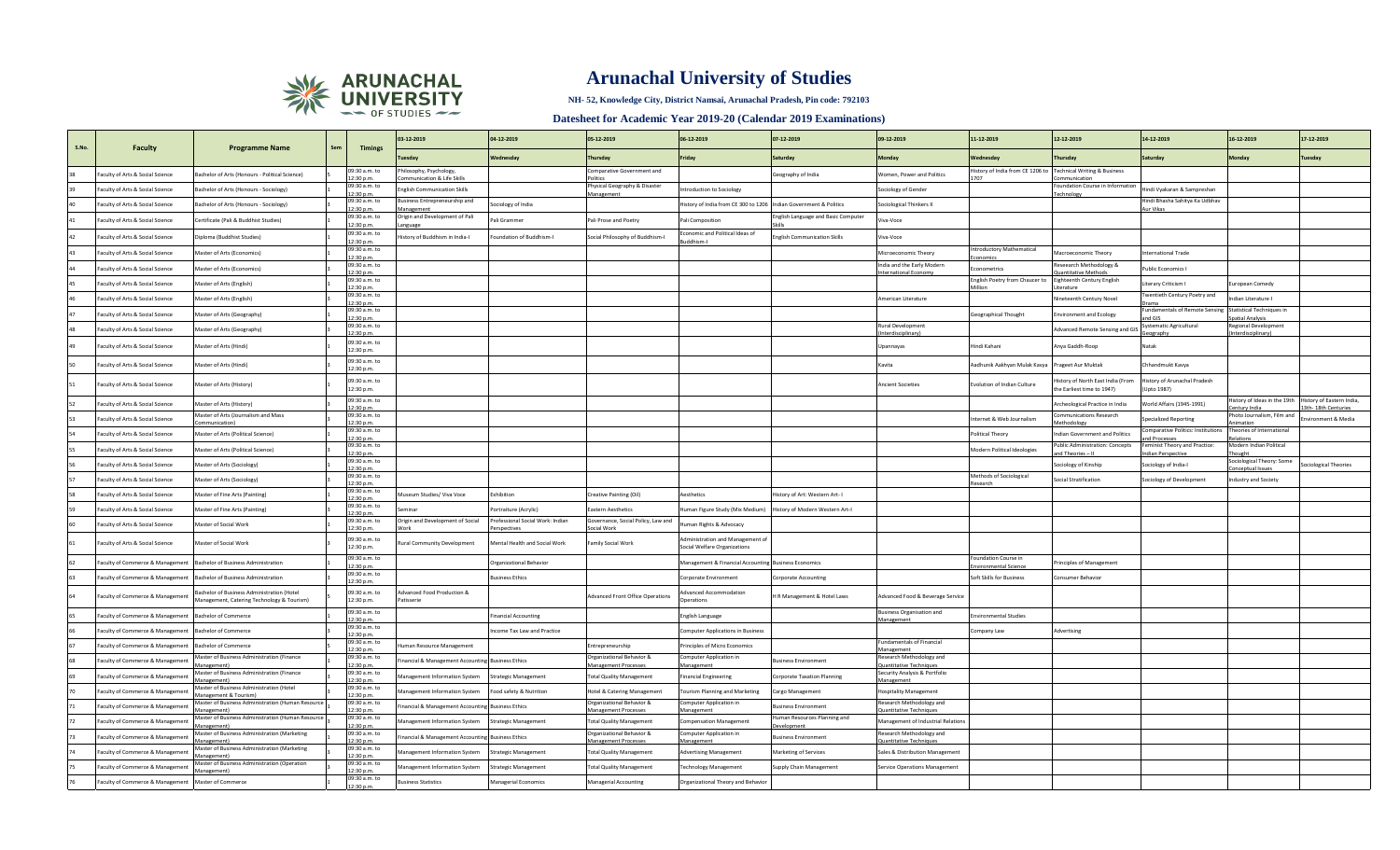# Arunachal University of Studies

**NH- 52, Knowledge City, District Namsai, Arunachal Pradesh, Pin code: 792103**

**Datesheet for Academic Year 2019-20 (Calendar 2019 Examinations)**

| S.No. | Faculty | Programme Name | Sem | Timings | 03-12-2019 | 04-12-2019 | 05-12-2019 | 06-12-2019 | 07-12-2019 | 09-12-2019 | 11-12-2019 | 12-12-2019 | 14-12-2019 | 16-12-2019 | 17-12-2019 |
|---|---|---|---|---|---|---|---|---|---|---|---|---|---|---|---|
| | | | | | Tuesday | Wednesday | Thursday | Friday | Saturday | Monday | Wednesday | Thursday | Saturday | Monday | Tuesday |
| 38 | Faculty of Arts & Social Science | Bachelor of Arts (Honours - Political Science) | 5 | 09:30 a.m. to 12:30 p.m. | Philosophy, Psychology, Communication & Life Skills | | Comparative Government and Politics | | Geography of India | Women, Power and Politics | History of India from CE 1206 to 1707 | Technical Writing & Business Communication | | | |
| 39 | Faculty of Arts & Social Science | Bachelor of Arts (Honours - Sociology) | 1 | 09:30 a.m. to 12:30 p.m. | English Communication Skills | | Physical Geography & Disaster Management | Introduction to Sociology | | Sociology of Gender | | Foundation Course in Information Technology | Hindi Vyakaran & Sampreshan | | |
| 40 | Faculty of Arts & Social Science | Bachelor of Arts (Honours - Sociology) | 3 | 09:30 a.m. to 12:30 p.m. | Business Entrepreneurship and Management | Sociology of India | | History of India from CE 300 to 1206 | Indian Government & Politics | Sociological Thinkers II | | | Hindi Bhasha Sahitya Ka Udbhav Aur Vikas | | |
| 41 | Faculty of Arts & Social Science | Certificate (Pali & Buddhist Studies) | 1 | 09:30 a.m. to 12:30 p.m. | Origin and Development of Pali Language | Pali Grammer | Pali Prose and Poetry | Pali Composition | English Language and Basic Computer Skills | Viva-Voce | | | | | |
| 42 | Faculty of Arts & Social Science | Diploma (Buddhist Studies) | 1 | 09:30 a.m. to 12:30 p.m. | History of Buddhism in India-I | Foundation of Buddhism-I | Social Philosophy of Buddhism-I | Economic and Political Ideas of Buddhism-I | English Communication Skills | Viva-Voce | | | | | |
| 43 | Faculty of Arts & Social Science | Master of Arts (Economics) | 1 | 09:30 a.m. to 12:30 p.m. | | | | | | Microeconomic Theory | Introductory Mathematical Economics | Macroeconomic Theory | International Trade | | |
| 44 | Faculty of Arts & Social Science | Master of Arts (Economics) | 3 | 09:30 a.m. to 12:30 p.m. | | | | | | India and the Early Modern International Economy | Econometrics | Reseearch Methodology & Quantitative Methods | Public Economics I | | |
| 45 | Faculty of Arts & Social Science | Master of Arts (English) | 1 | 09:30 a.m. to 12:30 p.m. | | | | | | | English Poetry from Chaucer to Milton | Eighteenth Century English Literature | Literary Criticism I | European Comedy | |
| 46 | Faculty of Arts & Social Science | Master of Arts (English) | 3 | 09:30 a.m. to 12:30 p.m. | | | | | | American Literature | | Nineteenth Century Novel | Twentieth Century Poetry and Drama | Indian Literature I | |
| 47 | Faculty of Arts & Social Science | Master of Arts (Geography) | 1 | 09:30 a.m. to 12:30 p.m. | | | | | | | Geographical Thought | Environment and Ecology | Fundamentals of Remote Sensing and GIS | Statistical Techniques in Spatial Analysis | |
| 48 | Faculty of Arts & Social Science | Master of Arts (Geography) | 3 | 09:30 a.m. to 12:30 p.m. | | | | | | Rural Development (Interdisciplinary) | | Advanced Remote Sensing and GIS | Systematic Agricultural Geography | Regional Development (Interdisciplinary) | |
| 49 | Faculty of Arts & Social Science | Master of Arts (Hindi) | 1 | 09:30 a.m. to 12:30 p.m. | | | | | | Upannayas | Hindi Kahani | Anya Gaddh-Roop | Natak | | |
| 50 | Faculty of Arts & Social Science | Master of Arts (Hindi) | 3 | 09:30 a.m. to 12:30 p.m. | | | | | | Kavita | Aadhunik Aakhyan Mulak Kavya | Prageet Aur Muktak | Chhandmukt Kavya | | |
| 51 | Faculty of Arts & Social Science | Master of Arts (History) | 1 | 09:30 a.m. to 12:30 p.m. | | | | | | Ancient Societies | Evolution of Indian Culture | History of North East India (From the Earliest time to 1947) | History of Arunachal Pradesh (Upto 1987) | | |
| 52 | Faculty of Arts & Social Science | Master of Arts (History) | 3 | 09:30 a.m. to 12:30 p.m. | | | | | | | | Archeological Practice in India | World Affairs (1945-1991) | History of Ideas in the 19th Century India | History of Eastern India, 13th- 18th Centuries |
| 53 | Faculty of Arts & Social Science | Master of Arts (Journalism and Mass Communication) | 3 | 09:30 a.m. to 12:30 p.m. | | | | | | | Internet & Web Journalism | Communications Research Methodology | Specialized Reporting | Photo Journalism, Film and Animation | Environment & Media |
| 54 | Faculty of Arts & Social Science | Master of Arts (Political Science) | 1 | 09:30 a.m. to 12:30 p.m. | | | | | | | Political Theory | Indian Government and Politics | Comparative Politics: Institutions and Processes | Theories of International Relations | |
| 55 | Faculty of Arts & Social Science | Master of Arts (Political Science) | 3 | 09:30 a.m. to 12:30 p.m. | | | | | | | Modern Political Ideologies | Public Administration: Concepts and Theories – II | Feminist Theory and Practice: Indian Perspective | Modern Indian Political Thought | |
| 56 | Faculty of Arts & Social Science | Master of Arts (Sociology) | 1 | 09:30 a.m. to 12:30 p.m. | | | | | | | | Sociology of Kinship | Sociology of India-I | Sociological Theory: Some Conceptual Issues | Sociological Theories |
| 57 | Faculty of Arts & Social Science | Master of Arts (Sociology) | 3 | 09:30 a.m. to 12:30 p.m. | | | | | | | Methods of Sociological Research | Social Stratification | Sociology of Development | Industry and Society | |
| 58 | Faculty of Arts & Social Science | Master of Fine Arts (Painting) | 1 | 09:30 a.m. to 12:30 p.m. | Museum Studies/ Viva Voce | Exhibition | Creative Painting (Oil) | Aesthetics | History of Art: Western Art- I | | | | | | |
| 59 | Faculty of Arts & Social Science | Master of Fine Arts (Painting) | 3 | 09:30 a.m. to 12:30 p.m. | Seminar | Portraiture (Acrylic) | Eastern Aesthetics | Human Figure Study (Mix Medium) | History of Modern Western Art-I | | | | | | |
| 60 | Faculty of Arts & Social Science | Master of Social Work | 1 | 09:30 a.m. to 12:30 p.m. | Origin and Development of Social Work | Professional Social Work: Indian Perspectives | Governance, Social Policy, Law and Social Work | Human Rights & Advocacy | | | | | | | |
| 61 | Faculty of Arts & Social Science | Master of Social Work | 3 | 09:30 a.m. to 12:30 p.m. | Rural Community Development | Mental Health and Social Work | Family Social Work | Administration and Management of Social Welfare Organizations | | | | | | | |
| 62 | Faculty of Commerce & Management | Bachelor of Business Administration | 1 | 09:30 a.m. to 12:30 p.m. | | Organizational Behavior | | Management & Financial Accounting | Business Economics | | Foundation Course in Environmental Science | Principles of Management | | | |
| 63 | Faculty of Commerce & Management | Bachelor of Business Administration | 3 | 09:30 a.m. to 12:30 p.m. | | Business Ethics | | Corporate Environment | Corporate Accounting | | Soft Skills for Business | Consumer Behavior | | | |
| 64 | Faculty of Commerce & Management | Bachelor of Business Administration (Hotel Management, Catering Technology & Tourism) | 3 | 09:30 a.m. to 12:30 p.m. | Advanced Food Production & Patisserie | | Advanced Front Office Operations | Advanced Accommodation Operations | H R Management & Hotel Laws | Advanced Food & Beverage Service | | | | | |
| 65 | Faculty of Commerce & Management | Bachelor of Commerce | 1 | 09:30 a.m. to 12:30 p.m. | | Financial Accounting | | English Language | | Business Organisation and Management | Environmental Studies | | | | |
| 66 | Faculty of Commerce & Management | Bachelor of Commerce | 3 | 09:30 a.m. to 12:30 p.m. | | Income Tax Law and Practice | | Computer Applications in Business | | | Company Law | Advertising | | | |
| 67 | Faculty of Commerce & Management | Bachelor of Commerce | 5 | 09:30 a.m. to 12:30 p.m. | Human Resource Management | | Entrepreneurship | Principles of Micro Economics | | Fundamentals of Financial Management | | | | | |
| 68 | Faculty of Commerce & Management | Master of Business Administration (Finance Management) | 1 | 09:30 a.m. to 12:30 p.m. | Financial & Management Accounting | Business Ethics | Organizational Behavior & Management Processes | Computer Application in Management | Business Environment | Research Methodology and Quantitative Techniques | | | | | |
| 69 | Faculty of Commerce & Management | Master of Business Administration (Finance Management) | 3 | 09:30 a.m. to 12:30 p.m. | Management Information System | Strategic Management | Total Quality Management | Financial Engineering | Corporate Taxation Planning | Security Analysis & Portfolio Management | | | | | |
| 70 | Faculty of Commerce & Management | Master of Business Administration (Hotel Management & Tourism) | 3 | 09:30 a.m. to 12:30 p.m. | Management Information System | Food safety & Nutrition | Hotel & Catering Management | Tourism Planning and Marketing | Cargo Management | Hospitality Management | | | | | |
| 71 | Faculty of Commerce & Management | Master of Business Administration (Human Resource Management) | 1 | 09:30 a.m. to 12:30 p.m. | Financial & Management Accounting | Business Ethics | Organizational Behavior & Management Processes | Computer Application in Management | Business Environment | Research Methodology and Quantitative Techniques | | | | | |
| 72 | Faculty of Commerce & Management | Master of Business Administration (Human Resource Management) | 3 | 09:30 a.m. to 12:30 p.m. | Management Information System | Strategic Management | Total Quality Management | Compensation Management | Human Resources Planning and Development | Management of Industrial Relations | | | | | |
| 73 | Faculty of Commerce & Management | Master of Business Administration (Marketing Management) | 1 | 09:30 a.m. to 12:30 p.m. | Financial & Management Accounting | Business Ethics | Organizational Behavior & Management Processes | Computer Application in Management | Business Environment | Research Methodology and Quantitative Techniques | | | | | |
| 74 | Faculty of Commerce & Management | Master of Business Administration (Marketing Management) | 3 | 09:30 a.m. to 12:30 p.m. | Management Information System | Strategic Management | Total Quality Management | Advertising Management | Marketing of Services | Sales & Distribution Management | | | | | |
| 75 | Faculty of Commerce & Management | Master of Business Administration (Operation Management) | 3 | 09:30 a.m. to 12:30 p.m. | Management Information System | Strategic Management | Total Quality Management | Technology Management | Supply Chain Management | Service Operations Management | | | | | |
| 76 | Faculty of Commerce & Management | Master of Commerce | 1 | 09:30 a.m. to 12:30 p.m. | Business Statistics | Managerial Economics | Managerial Accounting | Organizational Theory and Behavior | | | | | | | |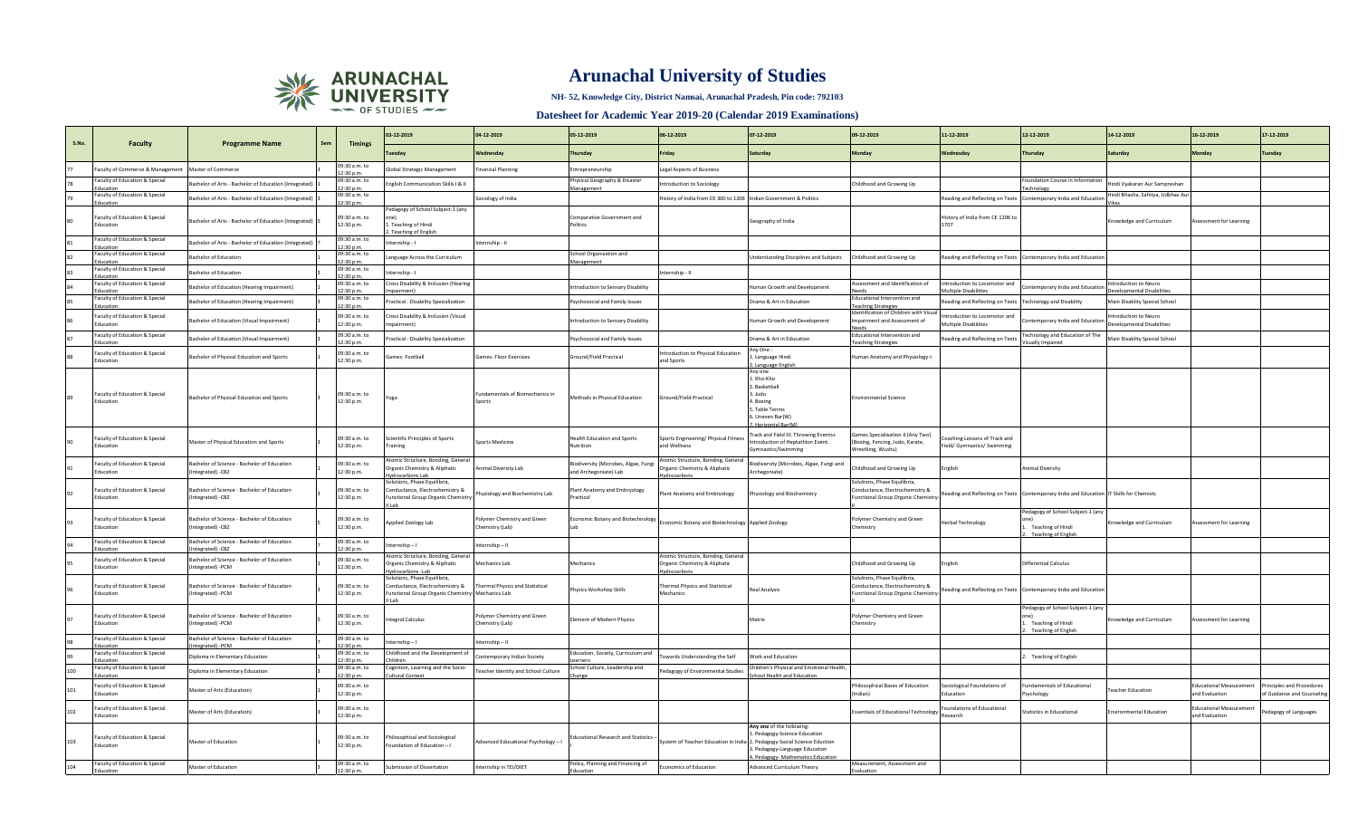# Arunachal University of Studies

**NH- 52, Knowledge City, District Namsai, Arunachal Pradesh, Pin code: 792103**

## Datesheet for Academic Year 2019-20 (Calendar 2019 Examinations)

| S.No. | Faculty | Programme Name | Sem | Timings | 03-12-2019 | 04-12-2019 | 05-12-2019 | 06-12-2019 | 07-12-2019 | 09-12-2019 | 11-12-2019 | 12-12-2019 | 14-12-2019 | 16-12-2019 | 17-12-2019 |
|---|---|---|---|---|---|---|---|---|---|---|---|---|---|---|---|
| | | | | | Tuesday | Wednesday | Thursday | Friday | Saturday | Monday | Wednesday | Thursday | Saturday | Monday | Tuesday |
| 77 | Faculty of Commerce & Management | Master of Commerce | 3 | 09:30 a.m. to 12:30 p.m. | Global Strategic Management | Financial Planning | Entrepreneurship | Legal Aspects of Business | | | | | | | |
| 78 | Faculty of Education & Special Education | Bachelor of Arts - Bachelor of Education (Integrated) | 1 | 09:30 a.m. to 12:30 p.m. | English Communication Skills I & II | | Physical Geography & Disaster Management | Introduction to Sociology | | Childhood and Growing Up | | Foundation Course in Information Technology | Hindi Vyakaran Aur Sampreshan | | |
| 79 | Faculty of Education & Special Education | Bachelor of Arts - Bachelor of Education (Integrated) | 3 | 09:30 a.m. to 12:30 p.m. | | Sociology of India | | History of India from CE 300 to 1206 | Indian Government & Politics | | Reading and Reflecting on Texts | Contemporary India and Education | Hindi Bhasha, Sahitya, Udbhav Aur Vikas | | |
| 80 | Faculty of Education & Special Education | Bachelor of Arts - Bachelor of Education (Integrated) | 5 | 09:30 a.m. to 12:30 p.m. | Pedagogy of School Subject-1 (any one) 1. Teaching of Hindi 2. Teaching of English | | Comparative Government and Politics | | Geography of India | | History of India from CE 1206 to 1707 | | Knowledge and Curriculum | Assessment for Learning | |
| 81 | Faculty of Education & Special Education | Bachelor of Arts - Bachelor of Education (Integrated) | 7 | 09:30 a.m. to 12:30 p.m. | Internship - I | Internship - II | | | | | | | | | |
| 82 | Faculty of Education & Special Education | Bachelor of Education | 1 | 09:30 a.m. to 12:30 p.m. | Language Across the Curriculum | | School Organization and Management | | Understanding Disciplines and Subjects | Childhood and Growing Up | Reading and Reflecting on Texts | Contemporary India and Education | | | |
| 83 | Faculty of Education & Special Education | Bachelor of Education | 3 | 09:30 a.m. to 12:30 p.m. | Internship - I | | | Internship - II | | | | | | | |
| 84 | Faculty of Education & Special Education | Bachelor of Education (Hearing Impairment) | 1 | 09:30 a.m. to 12:30 p.m. | Cross Disability & Inclusion (Hearing Impairment) | | Introduction to Sensory Disability | | Human Growth and Development | Assessment and Identification of Needs | Introduction to Locomotor and Multiple Disabilities | Contemporary India and Education | Introduction to Neuro Developmental Disabilities | | |
| 85 | Faculty of Education & Special Education | Bachelor of Education (Hearing Impairment) | 3 | 09:30 a.m. to 12:30 p.m. | Practical : Disability Specialization | | Psychosocial and Family Issues | | Drama & Art in Education | Educational Intervention and Teaching Strategies | Reading and Reflecting on Texts | Technology and Disability | Main Disability Special School | | |
| 86 | Faculty of Education & Special Education | Bachelor of Education (Visual Impairment) | 1 | 09:30 a.m. to 12:30 p.m. | Cross Disability & Inclusion (Visual Impairment) | | Introduction to Sensory Disability | | Human Growth and Development | Identification of Children with Visual Impairment and Assessment of Needs | Introduction to Locomotor and Multiple Disabilities | Contemporary India and Education | Introduction to Neuro Developmental Disabilities | | |
| 87 | Faculty of Education & Special Education | Bachelor of Education (Visual Impairment) | 3 | 09:30 a.m. to 12:30 p.m. | Practical : Disability Specialization | | Psychosocial and Family Issues | | Drama & Art in Education | Educational Intervention and Teaching Strategies | Reading and Reflecting on Texts | Technology and Education of The Visually Impaired | Main Disability Special School | | |
| 88 | Faculty of Education & Special Education | Bachelor of Physical Education and Sports | 1 | 09:30 a.m. to 12:30 p.m. | Games: Football | Games: Floor Exercises | Ground/Field Practical | Introduction to Physical Education and Sports | Any One : 1. Language Hindi 2. Language English | Human Anatomy and Physiology-I | | | | | |
| 89 | Faculty of Education & Special Education | Bachelor of Physical Education and Sports | 3 | 09:30 a.m. to 12:30 p.m. | Yoga | Fundamentals of Biomechanics in Sports | Methods in Physical Education | Ground/Field Practical | Any one 1. Kho-Kho 2. Basketball 3. Judo 4. Boxing 5. Table Tennis 6. Uneven Bar(W) 7. Horizontal Bar(M) | Environmental Science | | | | | |
| 90 | Faculty of Education & Special Education | Master of Physical Education and Sports | 3 | 09:30 a.m. to 12:30 p.m. | Scientific Principles of Sports Training | Sports Medicine | Health Education and Sports Nutrition | Sports Engineering/ Physical Fitness and Wellness | Track and Field III: Throwing Events+ Introduction of Heptathlon Event. Gymnastics/Swimming | Games Specialisation II (Any Two) (Boxing, Fencing, Judo, Karate, Wrestling, Wushu) | Coaching Lessons of Track and Field/ Gymnastics/ Swimming | | | | |
| 91 | Faculty of Education & Special Education | Bachelor of Science - Bachelor of Education (Integrated) -CBZ | 1 | 09:30 a.m. to 12:30 p.m. | Atomic Structure, Bonding, General Organic Chemistry & Aliphatic Hydrocarbons Lab | Animal Diversity Lab | Biodiversity (Microbes, Algae, Fungi and Archegoniate) Lab | Atomic Structure, Bonding, General Organic Chemistry & Aliphatic Hydrocarbons | Biodiversity (Microbes, Algae, Fungi and Archegoniate) | Childhood and Growing Up | English | Animal Diversity | | | |
| 92 | Faculty of Education & Special Education | Bachelor of Science - Bachelor of Education (Integrated) -CBZ | 3 | 09:30 a.m. to 12:30 p.m. | Solutions, Phase Equilibria, Conductance, Electrochemistry & Functional Group Organic Chemistry-II Lab | Physiology and Biochemistry Lab | Plant Anatomy and Embryology Practical | Plant Anatomy and Embryology | Physiology and Biochemistry | Solutions, Phase Equilibria, Conductance, Electrochemistry & Functional Group Organic Chemistry-II | Reading and Reflecting on Texts | Contemporary India and Education | IT Skills for Chemists | | |
| 93 | Faculty of Education & Special Education | Bachelor of Science - Bachelor of Education (Integrated) -CBZ | 5 | 09:30 a.m. to 12:30 p.m. | Applied Zoology Lab | Polymer Chemistry and Green Chemistry (Lab) | Economic Botany and Biotechnology Lab | Economic Botany and Biotechnology | Applied Zoology | Polymer Chemistry and Green Chemistry | Herbal Technology | Pedagogy of School Subject-1 (any one) 1. Teaching of Hindi 2. Teaching of English | Knowledge and Curriculum | Assessment for Learning | |
| 94 | Faculty of Education & Special Education | Bachelor of Science - Bachelor of Education (Integrated) -CBZ | 7 | 09:30 a.m. to 12:30 p.m. | Internship – I | Internship – II | | | | | | | | | |
| 95 | Faculty of Education & Special Education | Bachelor of Science - Bachelor of Education (Integrated) -PCM | 1 | 09:30 a.m. to 12:30 p.m. | Atomic Structure, Bonding, General Organic Chemistry & Aliphatic Hydrocarbons -Lab | Mechanics Lab | Mechanics | Atomic Structure, Bonding, General Organic Chemistry & Aliphatic Hydrocarbons | | Childhood and Growing Up | English | Differential Calculus | | | |
| 96 | Faculty of Education & Special Education | Bachelor of Science - Bachelor of Education (Integrated) -PCM | 3 | 09:30 a.m. to 12:30 p.m. | Solutions, Phase Equilibria, Conductance, Electrochemistry & Functional Group Organic Chemistry-II Lab | Thermal Physics and Statistical Mechanics-Lab | Physics Workshop Skills | Thermal Physics and Statistical Mechanics | Real Analysis | Solutions, Phase Equilibria, Conductance, Electrochemistry & Functional Group Organic Chemistry-II | Reading and Reflecting on Texts | Contemporary India and Education | | | |
| 97 | Faculty of Education & Special Education | Bachelor of Science - Bachelor of Education (Integrated) -PCM | 5 | 09:30 a.m. to 12:30 p.m. | Integral Calculus | Polymer Chemistry and Green Chemistry (Lab) | Element of Modern Physics | | Matrix | Polymer Chemistry and Green Chemistry | | Pedagogy of School Subject-1 (any one) 1. Teaching of Hindi 2. Teaching of English | Knowledge and Curriculum | Assessment for Learning | |
| 98 | Faculty of Education & Special Education | Bachelor of Science - Bachelor of Education (Integrated) -PCM | 7 | 09:30 a.m. to 12:30 p.m. | Internship – I | Internship – II | | | | | | | | | |
| 99 | Faculty of Education & Special Education | Diploma in Elementary Education | 1 | 09:30 a.m. to 12:30 p.m. | Childhood and the Development of Children | Contemporary Indian Society | Education, Society, Curriculum and Learners | Towards Understanding the Self | Work and Education | | | 2. Teaching of English | | | |
| 100 | Faculty of Education & Special Education | Diploma in Elementary Education | 3 | 09:30 a.m. to 12:30 p.m. | Cognition, Learning and the Socio-Cultural Context | Teacher Identity and School Culture | School Culture, Leadership and Change | Pedagogy of Environmental Studies | Children's Physical and Emotional Health, School Health and Education | | | | | | |
| 101 | Faculty of Education & Special Education | Master of Arts (Education) | 1 | 09:30 a.m. to 12:30 p.m. | | | | | | Philosophical Bases of Education (Indian) | Sociological Foundations of Education | Fundamentals of Educational Psychology | Teacher Education | Educational Measurement and Evaluation | Principles and Procedures of Guidance and Counseling |
| 102 | Faculty of Education & Special Education | Master of Arts (Education) | 3 | 09:30 a.m. to 12:30 p.m. | | | | | | Essentials of Educational Technology | Foundations of Educational Research | Statistics in Educational | Environmental Education | Educational Measurement and Evaluation | Pedagogy of Languages |
| 103 | Faculty of Education & Special Education | Master of Education | 1 | 09:30 a.m. to 12:30 p.m. | Philosophical and Sociological Foundation of Education – I | Advanced Educational Psychology – I | Educational Research and Statistics – I | System of Teacher Education in India | Any one of the following: 1. Pedagogy-Science Education 2. Pedagogy-Social Science Education 3. Pedagogy-Language Education 4. Pedagogy- Mathematics Education | | | | | | |
| 104 | Faculty of Education & Special Education | Master of Education | 3 | 09:30 a.m. to 12:30 p.m. | Submission of Dissertation | Internship in TEI/DIET | Policy, Planning and Financing of Education | Economics of Education | Advanced Curriculum Theory | Measurement, Assessment and Evaluation | | | | | |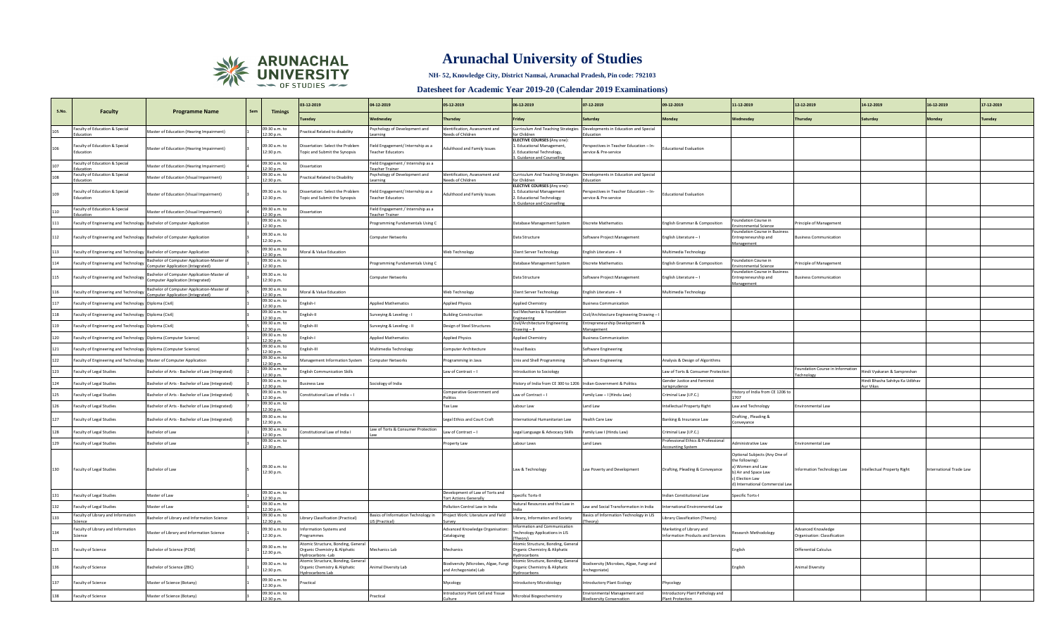# Arunachal University of Studies

**NH- 52, Knowledge City, District Namsai, Arunachal Pradesh, Pin code: 792103**

## Datesheet for Academic Year 2019-20 (Calendar 2019 Examinations)

| S.No. | Faculty | Programme Name | Sem | Timings | 03-12-2019 | 04-12-2019 | 05-12-2019 | 06-12-2019 | 07-12-2019 | 09-12-2019 | 11-12-2019 | 12-12-2019 | 14-12-2019 | 16-12-2019 | 17-12-2019 |
|---|---|---|---|---|---|---|---|---|---|---|---|---|---|---|---|
| | | | | | Tuesday | Wednesday | Thursday | Friday | Saturday | Monday | Wednesday | Thursday | Saturday | Monday | Tuesday |
| 105 | Faculty of Education & Special Education | Master of Education (Hearing Impairment) | 1 | 09:30 a.m. to 12:30 p.m. | Practical Related to disability | Psychology of Development and Learning | Identification, Assessment and Needs of Children | Curriculum And Teaching Strategies for Children | Developments in Education and Special Education | | | | | | |
| 106 | Faculty of Education & Special Education | Master of Education (Hearing Impairment) | 3 | 09:30 a.m. to 12:30 p.m. | Dissertation: Select the Problem Topic and Submit the Synopsis | Field Engagement/ Internship as a Teacher Educators | Adulthood and Family Issues | ELECTIVE COURSES (Any one): 1. Educational Management, 2. Educational Technology, 3. Guidance and Counselling | Perspectives in Teacher Education – In-service & Pre-service | Educational Evaluation | | | | | |
| 107 | Faculty of Education & Special Education | Master of Education (Hearing Impairment) | 4 | 09:30 a.m. to 12:30 p.m. | Dissertation | Field Engagement / Internship as a Teacher Trainer | | | | | | | | | |
| 108 | Faculty of Education & Special Education | Master of Education (Visual Impairment) | 1 | 09:30 a.m. to 12:30 p.m. | Practical Related to Disability | Psychology of Development and Learning | Identification, Assessment and Needs of Children | Curriculum And Teaching Strategies for Children | Developments in Education and Special Education | | | | | | |
| 109 | Faculty of Education & Special Education | Master of Education (Visual Impairment) | 3 | 09:30 a.m. to 12:30 p.m. | Dissertation: Select the Problem Topic and Submit the Synopsis | Field Engagement/ Internship as a Teacher Educators | Adulthood and Family Issues | ELECTIVE COURSES (Any one): 1. Educational Management 2. Educational Technology 3. Guidance and Counselling | Perspectives in Teacher Education – In-service & Pre-service | Educational Evaluation | | | | | |
| 110 | Faculty of Education & Special Education | Master of Education (Visual Impairment) | 4 | 09:30 a.m. to 12:30 p.m. | Dissertation | Field Engagement / Internship as a Teacher Trainer | | | | | | | | | |
| 111 | Faculty of Engineering and Technology | Bachelor of Computer Application | 1 | 09:30 a.m. to 12:30 p.m. | | Programming Fundamentals Using C | | Database Management System | Discrete Mathematics | English Grammar & Composition | Foundation Course in Environmental Science | Principle of Management | | | |
| 112 | Faculty of Engineering and Technology | Bachelor of Computer Application | 3 | 09:30 a.m. to 12:30 p.m. | | Computer Networks | | Data Structure | Software Project Management | English Literature – I | Foundation Course in Business Entrepreneurship and Management | Business Communication | | | |
| 113 | Faculty of Engineering and Technology | Bachelor of Computer Application | 5 | 09:30 a.m. to 12:30 p.m. | Moral & Value Education | | Web Technology | Client Server Technology | English Literature – II | Multimedia Technology | | | | | |
| 114 | Faculty of Engineering and Technology | Bachelor of Computer Application-Master of Computer Application (Integrated) | 1 | 09:30 a.m. to 12:30 p.m. | | Programming Fundamentals Using C | | Database Management System | Discrete Mathematics | English Grammar & Composition | Foundation Course in Environmental Science | Principle of Management | | | |
| 115 | Faculty of Engineering and Technology | Bachelor of Computer Application-Master of Computer Application (Integrated) | 3 | 09:30 a.m. to 12:30 p.m. | | Computer Networks | | Data Structure | Software Project Management | English Literature – I | Foundation Course in Business Entrepreneurship and Management | Business Communication | | | |
| 116 | Faculty of Engineering and Technology | Bachelor of Computer Application-Master of Computer Application (Integrated) | 5 | 09:30 a.m. to 12:30 p.m. | Moral & Value Education | | Web Technology | Client Server Technology | English Literature – II | Multimedia Technology | | | | | |
| 117 | Faculty of Engineering and Technology | Diploma (Civil) | 1 | 09:30 a.m. to 12:30 p.m. | English-I | Applied Mathematics | Applied Physics | Applied Chemistry | Business Communication | | | | | | |
| 118 | Faculty of Engineering and Technology | Diploma (Civil) | 3 | 09:30 a.m. to 12:30 p.m. | English-II | Surveying & Leveling - I | Building Construction | Soil Mechanics & Foundation Engineering | Civil/Architecture Engineering Drawing – I | | | | | | |
| 119 | Faculty of Engineering and Technology | Diploma (Civil) | 5 | 09:30 a.m. to 12:30 p.m. | English-III | Surveying & Leveling - II | Design of Steel Structures | Civil/Architecture Engineering Drawing – II | Entrepreneurship Development & Management | | | | | | |
| 120 | Faculty of Engineering and Technology | Diploma (Computer Science) | 1 | 09:30 a.m. to 12:30 p.m. | English-I | Applied Mathematics | Applied Physics | Applied Chemistry | Business Communication | | | | | | |
| 121 | Faculty of Engineering and Technology | Diploma (Computer Science) | 5 | 09:30 a.m. to 12:30 p.m. | English-III | Multimedia Technology | Computer Architecture | Visual Basics | Software Engineering | | | | | | |
| 122 | Faculty of Engineering and Technology | Master of Computer Application | 3 | 09:30 a.m. to 12:30 p.m. | Management Information System | Computer Networks | Programming in Java | Unix and Shell Programming | Software Engineering | Analysis & Design of Algorithms | | | | | |
| 123 | Faculty of Legal Studies | Bachelor of Arts - Bachelor of Law (Integrated) | 1 | 09:30 a.m. to 12:30 p.m. | English Communication Skills | | Law of Contract – I | Introduction to Sociology | | Law of Torts & Consumer Protection | | Foundation Course in Information Technology | Hindi Vyakaran & Sampreshan | | |
| 124 | Faculty of Legal Studies | Bachelor of Arts - Bachelor of Law (Integrated) | 3 | 09:30 a.m. to 12:30 p.m. | Business Law | Sociology of India | | History of India from CE 300 to 1206 | Indian Government & Politics | Gender Justice and Feminist Jurisprudence | | | Hindi Bhasha Sahitya Ka Udbhav Aur Vikas | | |
| 125 | Faculty of Legal Studies | Bachelor of Arts - Bachelor of Law (Integrated) | 5 | 09:30 a.m. to 12:30 p.m. | Constitutional Law of India – I | | Comparative Government and Politics | Law of Contract – I | Family Law – I (Hindu Law) | Criminal Law (I.P.C.) | History of India from CE 1206 to 1707 | | | | |
| 126 | Faculty of Legal Studies | Bachelor of Arts - Bachelor of Law (Integrated) | 7 | 09:30 a.m. to 12:30 p.m. | | | Tax Law | Labour Law | Land Law | Intellectual Property Right | Law and Technology | Environmental Law | | | |
| 127 | Faculty of Legal Studies | Bachelor of Arts - Bachelor of Law (Integrated) | 9 | 09:30 a.m. to 12:30 p.m. | | | Legal Ethics and Court Craft | International Humanitarian Law | Health Care Law | Banking & Insurance Law | Drafting , Pleading & Conveyance | | | | |
| 128 | Faculty of Legal Studies | Bachelor of Law | 1 | 09:30 a.m. to 12:30 p.m. | Constitutional Law of India I | Law of Torts & Consumer Protection Law | Law of Contract – I | Legal Language & Advocacy Skills | Family Law I (Hindu Law) | Criminal Law (I.P.C.) | | | | | |
| 129 | Faculty of Legal Studies | Bachelor of Law | 3 | 09:30 a.m. to 12:30 p.m. | | | Property Law | Labour Laws | Land Laws | Professional Ethics & Professional Accounting System | Administrative Law | Environmental Law | | | |
| 130 | Faculty of Legal Studies | Bachelor of Law | 5 | 09:30 a.m. to 12:30 p.m. | | | | Law & Technology | Law Poverty and Development | Drafting, Pleading & Conveyance | Optional Subjects (Any One of the following): a) Women and Law b) Air and Space Law c) Election Law d) International Commercial Law | Information Technology Law | Intellectual Property Right | International Trade Law | |
| 131 | Faculty of Legal Studies | Master of Law | 1 | 09:30 a.m. to 12:30 p.m. | | | Development of Law of Torts and Tort Actions Generally | Specific Torts-II | | Indian Constitutional Law | Specific Torts-I | | | | |
| 132 | Faculty of Legal Studies | Master of Law | 3 | 09:30 a.m. to 12:30 p.m. | | | Pollution Control Law in India | Natural Resources and the Law in India | Law and Social Transformation in India | International Environmental Law | | | | | |
| 133 | Faculty of Library and Information Science | Bachelor of Library and Information Science | 1 | 09:30 a.m. to 12:30 p.m. | Library Classification (Practical) | Basics of Information Technology in LIS (Practical) | Project Work: Literature and Field Survey | Library, Information and Society | Basics of Information Technology in LIS (Theory) | Library Classification (Theory) | | | | | |
| 134 | Faculty of Library and Information Science | Master of Library and Information Science | 1 | 09:30 a.m. to 12:30 p.m. | Information Systems and Programmes | | Advanced Knowledge Organisation: Cataloguing | Information and Communication Technology Applications in LIS (Theory) | | Marketing of Library and Information Products and Services | Research Methodology | Advanced Knowledge Organisation: Classification | | | |
| 135 | Faculty of Science | Bachelor of Science (PCM) | 1 | 09:30 a.m. to 12:30 p.m. | Atomic Structure, Bonding, General Organic Chemistry & Aliphatic Hydrocarbons -Lab | Mechanics Lab | Mechanics | Atomic Structure, Bonding, General Organic Chemistry & Aliphatic Hydrocarbons | | | English | Differential Calculus | | | |
| 136 | Faculty of Science | Bachelor of Science (ZBC) | 1 | 09:30 a.m. to 12:30 p.m. | Atomic Structure, Bonding, General Organic Chemistry & Aliphatic Hydrocarbons Lab | Animal Diversity Lab | Biodiversity (Microbes, Algae, Fungi and Archegoniate) Lab | Atomic Structure, Bonding, General Organic Chemistry & Aliphatic Hydrocarbons | Biodiversity (Microbes, Algae, Fungi and Archegoniate) | | English | Animal Diversity | | | |
| 137 | Faculty of Science | Master of Science (Botany) | 1 | 09:30 a.m. to 12:30 p.m. | Practical | | Mycology | Introductory Microbiology | Introductory Plant Ecology | Phycology | | | | | |
| 138 | Faculty of Science | Master of Science (Botany) | 3 | 09:30 a.m. to 12:30 p.m. | | Practical | Introductory Plant Cell and Tissue Culture | Microbial Biogeochemistry | Environmental Management and Biodiversity Conservation | Introductory Plant Pathology and Plant Protection | | | | | |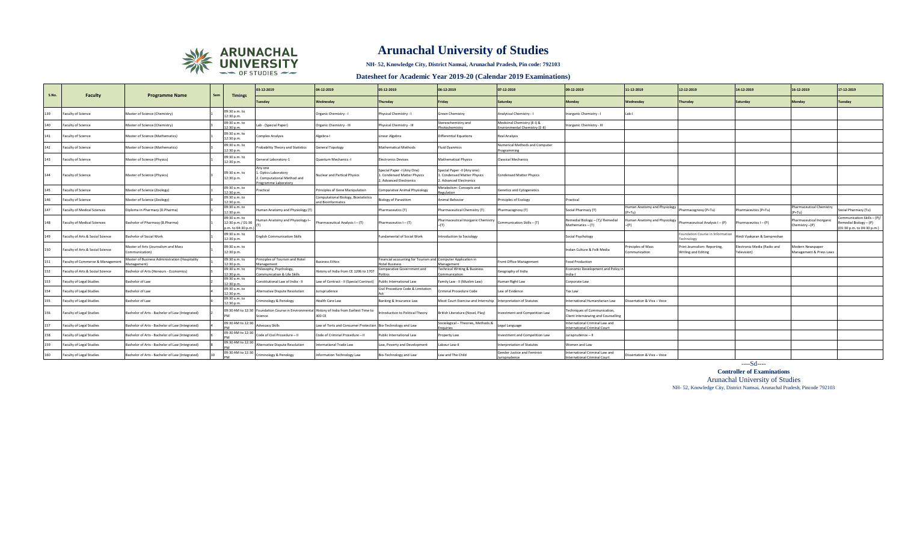# Arunachal University of Studies

**NH- 52, Knowledge City, District Namsai, Arunachal Pradesh, Pin code: 792103**

**Datesheet for Academic Year 2019-20 (Calendar 2019 Examinations)**

| S.No. | Faculty | Programme Name | Sem | Timings | 03-12-2019 | 04-12-2019 | 05-12-2019 | 06-12-2019 | 07-12-2019 | 09-12-2019 | 11-12-2019 | 12-12-2019 | 14-12-2019 | 16-12-2019 | 17-12-2019 |
|---|---|---|---|---|---|---|---|---|---|---|---|---|---|---|---|
| | | | | | Tuesday | Wednesday | Thursday | Friday | Saturday | Monday | Wednesday | Thursday | Saturday | Monday | Tuesday |
| 139 | Faculty of Science | Master of Science (Chemistry) | 1 | 09:30 a.m. to 12:30 p.m. | | Organic Chemistry - I | Physical Chemistry - I | Green Chemistry | Analytical Chemistry - I | Inorganic Chemistry - I | Lab-I | | | | |
| 140 | Faculty of Science | Master of Science (Chemistry) | 3 | 09:30 a.m. to 12:30 p.m. | Lab - (Special Paper) | Organic Chemistry - III | Physical Chemistry - III | Stereochemistry and Photochemistry | Medicinal Chemistry (E-I) & Environmental Chemistry (E-II) | Inorganic Chemistry - III | | | | | |
| 141 | Faculty of Science | Master of Science (Mathematics) | 1 | 09:30 a.m. to 12:30 p.m. | Complex Analysis | Algebra-I | Linear Algebra | Differential Equations | Real Analysis | | | | | | |
| 142 | Faculty of Science | Master of Science (Mathematics) | 3 | 09:30 a.m. to 12:30 p.m. | Probability Theory and Statistics | General Topology | Mathematical Methods | Fluid Dyanmics | Numerical Methods and Computer Programming | | | | | | |
| 143 | Faculty of Science | Master of Science (Physics) | 1 | 09:30 a.m. to 12:30 p.m. | General Laboratory-1 | Quantum Mechanics -I | Electronics Devices | Mathematical Physics | Classical Mechanics | | | | | | |
| 144 | Faculty of Science | Master of Science (Physics) | 3 | 09:30 a.m. to 12:30 p.m. | Any one 1. Optics Laboratory 2. Computational Method and Programme Laboratory | Nuclear and Partical Physics | Special Paper -I (Any One) 1. Condensed Matter Physics 2. Advanced Electronics | Special Paper -II (Any one) 1. Condensed Matter Physics 2. Advanced Electronics | Condensed Matter Physics | | | | | | |
| 145 | Faculty of Science | Master of Science (Zoology) | 1 | 09:30 a.m. to 12:30 p.m. | Practical | Principles of Gene Manipulation | Comparative Animal Physiology | Metabolism: Concepts and Regulation | Genetics and Cytogenetics | | | | | | |
| 146 | Faculty of Science | Master of Science (Zoology) | 3 | 09:30 a.m. to 12:30 p.m. | | Computational Biology, Biostatistics and Bioinformatics | Biology of Parasitism | Animal Behavior | Principles of Ecology | Practical | | | | | |
| 147 | Faculty of Medical Sciences | Diploma in Pharmacy (D.Pharma) | 1 | 09:30 a.m. to 12:30 p.m. | Human Anatomy and Physiology (T) | | Pharmaceutics (T) | Pharmaceutical Chemistry (T) | Pharmacognosy (T) | Social Pharmacy (T) | Human Anatomy and Physiology (P+Tu) | Pharmacognosy (P+Tu) | Pharmaceutics (P+Tu) | Pharmaceutical Chemistry (P+Tu) | Social Pharmacy (Tu) |
| 148 | Faculty of Medical Sciences | Bachelor of Pharmacy (B.Pharma) | 1 | 09:30 a.m. to 12:30 p.m. / 01:30 p.m. to 04:30 p.m. | Human Anatomy and Physiology I– (T) | Pharmaceutical Analysis I – (T) | Pharmaceutics I – (T) | Pharmaceutical Inorganic Chemistry –(T) | Communication Skills – (T) | Remedial Biology – (T)/ Remedial Mathematics – (T) | Human Anatomy and Physiology –(P) | Pharmaceutical Analysis I – (P) | Pharmaceutics I – (P) | Pharmaceutical Inorganic Chemistry –(P) | Communication Skills – (P)/ Remedial Biology – (P) (01:30 p.m. to 04:30 p.m.) |
| 149 | Faculty of Arts & Social Science | Bachelor of Social Work | 1 | 09:30 a.m. to 12:30 p.m. | English Communication Skills | | Fundamental of Social Work | Introduction to Sociology | | Social Psychology | | Foundation Course in Information Technology | Hindi Vyakaran & Sampreshan | | |
| 150 | Faculty of Arts & Social Science | Master of Arts (Journalism and Mass Communication) | 1 | 09:30 a.m. to 12:30 p.m. | | | | | | Indian Culture & Folk Media | Principles of Mass Communication | Print Journalism: Reporting, Writing and Editing | Electronic Media (Radio and Television) | Modern Newspaper Management & Press Laws | |
| 151 | Faculty of Commerce & Management | Master of Business Administration (Hospitality Management) | 1 | 09:30 a.m. to 12:30 p.m. | Principles of Tourism and Hotel Management | Business Ethics | Financial accounting for Tourism and Hotel Business | Computer Application in Management | Front Office Management | Food Production | | | | | |
| 152 | Faculty of Arts & Social Science | Bachelor of Arts (Honours - Economics) | 5 | 09:30 a.m. to 12:30 p.m. | Philosophy, Psychology, Communication & Life Skills | History of India from CE 1206 to 1707 | Comparative Government and Politics | Technical Writing & Business Communication | Geography of India | Economic Development and Policy in India-I | | | | | |
| 153 | Faculty of Legal Studies | Bachelor of Law | 2 | 09:30 a.m. to 12:30 p.m. | Constitutional Law of India - II | Law of Contract - II (Special Contract) | Public International Law | Family Law - II (Muslim Law) | Human Right Law | Corporate Law | | | | | |
| 154 | Faculty of Legal Studies | Bachelor of Law | 4 | 09:30 a.m. to 12:30 p.m. | Alternative Dispute Resolution | Jurisprudence | Civil Procedure Code & Limitation Act | Criminal Procedure Code | Law of Evidence | Tax Law | | | | | |
| 155 | Faculty of Legal Studies | Bachelor of Law | 6 | 09:30 a.m. to 12:30 p.m. | Criminology & Penology | Health Care Law | Banking & Insurance Law | Moot Court Exercise and Internship | Interpretation of Statutes | International Humanitarian Law | Dissertation & Viva – Voce | | | | |
| 156 | Faculty of Legal Studies | Bachelor of Arts - Bachelor of Law (Integrated) | 2 | 09:30 AM to 12:30 PM | Foundation Course in Environmental Science | History of India from Earliest Time to 300 CE | Introduction to Political Theory | British Literature (Novel, Play) | Investment and Competition Law | Techniques of Communication, Client Interviewing and Counselling | | | | | |
| 157 | Faculty of Legal Studies | Bachelor of Arts - Bachelor of Law (Integrated) | 4 | 09:30 AM to 12:30 PM | Advocacy Skills | Law of Torts and Consumer Protection | Bio-Technology and Law | Sociological – Theories, Methods & Enquiries | Legal Language | International Criminal Law and International Criminal Court | | | | | |
| 158 | Faculty of Legal Studies | Bachelor of Arts - Bachelor of Law (Integrated) | 6 | 09:30 AM to 12:30 PM | Code of Civil Procedure – II | Code of Criminal Procedure – II | Public International Law | Property Law | Investment and Competition Law | Jurisprudence – II | | | | | |
| 159 | Faculty of Legal Studies | Bachelor of Arts - Bachelor of Law (Integrated) | 8 | 09:30 AM to 12:30 PM | Alternative Dispute Resolution | International Trade Law | Law, Poverty and Development | Labour Law-II | Interpretation of Statutes | Women and Law | | | | | |
| 160 | Faculty of Legal Studies | Bachelor of Arts - Bachelor of Law (Integrated) | 10 | 09:30 AM to 12:30 PM | Criminology & Penology | Information Technology Law | Bio-Technology and Law | Law and The Child | Gender Justice and Feminist Jurisprudence | International Criminal Law and International Criminal Court | Dissertation & Viva – Voce | | | | |

----Sd----

**Controller of Examinations**

Arunachal University of Studies

NH- 52, Knowledge City, District Namsai, Arunachal Pradesh, Pincode 792103